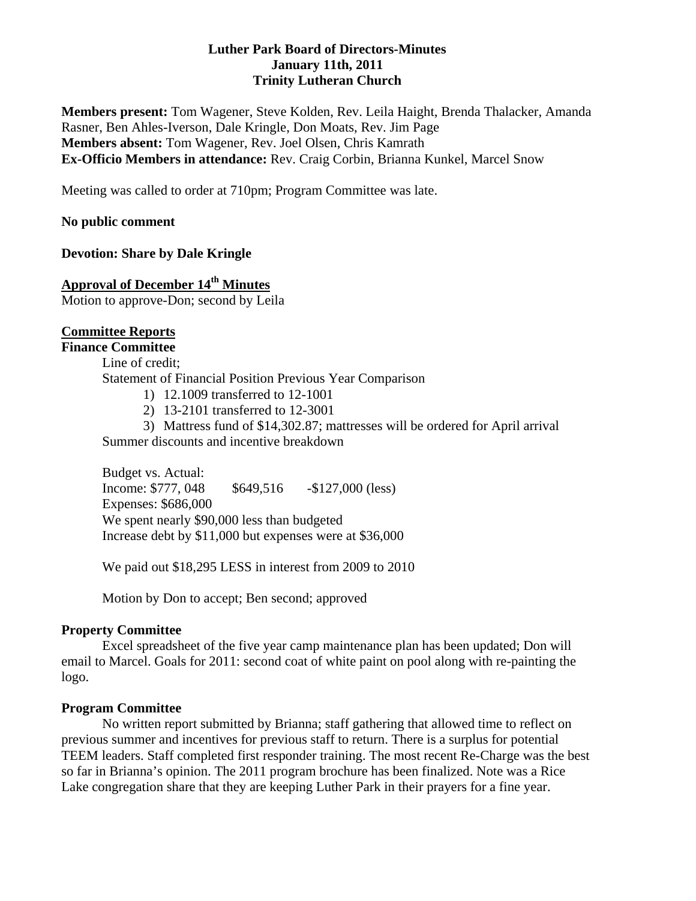**Luther Park Board of Directors-Minutes**
**January 11th, 2011**
**Trinity Lutheran Church**

**Members present:** Tom Wagener, Steve Kolden, Rev. Leila Haight, Brenda Thalacker, Amanda Rasner, Ben Ahles-Iverson, Dale Kringle, Don Moats, Rev. Jim Page
**Members absent:** Tom Wagener, Rev. Joel Olsen, Chris Kamrath
**Ex-Officio Members in attendance:** Rev. Craig Corbin, Brianna Kunkel, Marcel Snow

Meeting was called to order at 710pm; Program Committee was late.

**No public comment**

**Devotion: Share by Dale Kringle**

**Approval of December 14th Minutes**
Motion to approve-Don; second by Leila

**Committee Reports**
**Finance Committee**

Line of credit;
Statement of Financial Position Previous Year Comparison

1) 12.1009 transferred to 12-1001
2) 13-2101 transferred to 12-3001
3) Mattress fund of $14,302.87; mattresses will be ordered for April arrival

Summer discounts and incentive breakdown

Budget vs. Actual:
Income: $777, 048 $649,516 -$127,000 (less)
Expenses: $686,000
We spent nearly $90,000 less than budgeted
Increase debt by $11,000 but expenses were at $36,000

We paid out $18,295 LESS in interest from 2009 to 2010

Motion by Don to accept; Ben second; approved

**Property Committee**

Excel spreadsheet of the five year camp maintenance plan has been updated; Don will email to Marcel. Goals for 2011: second coat of white paint on pool along with re-painting the logo.

**Program Committee**

No written report submitted by Brianna; staff gathering that allowed time to reflect on previous summer and incentives for previous staff to return. There is a surplus for potential TEEM leaders. Staff completed first responder training. The most recent Re-Charge was the best so far in Brianna's opinion. The 2011 program brochure has been finalized. Note was a Rice Lake congregation share that they are keeping Luther Park in their prayers for a fine year.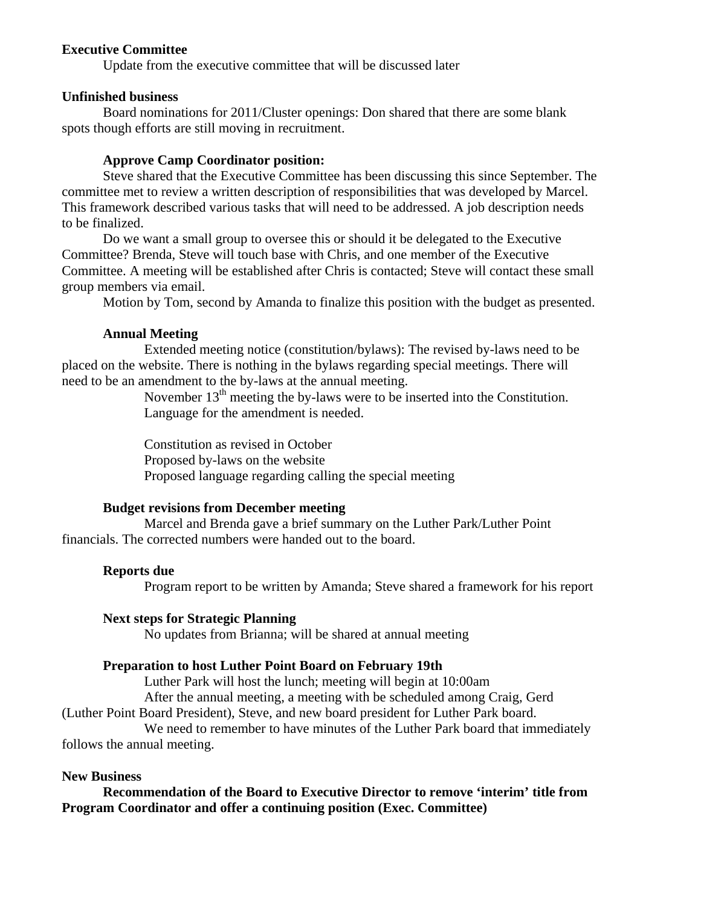**Executive Committee**

Update from the executive committee that will be discussed later

**Unfinished business**

Board nominations for 2011/Cluster openings: Don shared that there are some blank spots though efforts are still moving in recruitment.

**Approve Camp Coordinator position:**

Steve shared that the Executive Committee has been discussing this since September. The committee met to review a written description of responsibilities that was developed by Marcel. This framework described various tasks that will need to be addressed. A job description needs to be finalized.

Do we want a small group to oversee this or should it be delegated to the Executive Committee? Brenda, Steve will touch base with Chris, and one member of the Executive Committee. A meeting will be established after Chris is contacted; Steve will contact these small group members via email.

Motion by Tom, second by Amanda to finalize this position with the budget as presented.

**Annual Meeting**

Extended meeting notice (constitution/bylaws): The revised by-laws need to be placed on the website. There is nothing in the bylaws regarding special meetings. There will need to be an amendment to the by-laws at the annual meeting.

November 13th meeting the by-laws were to be inserted into the Constitution. Language for the amendment is needed.

Constitution as revised in October
Proposed by-laws on the website
Proposed language regarding calling the special meeting

**Budget revisions from December meeting**

Marcel and Brenda gave a brief summary on the Luther Park/Luther Point financials. The corrected numbers were handed out to the board.

**Reports due**

Program report to be written by Amanda; Steve shared a framework for his report

**Next steps for Strategic Planning**

No updates from Brianna; will be shared at annual meeting

**Preparation to host Luther Point Board on February 19th**

Luther Park will host the lunch; meeting will begin at 10:00am

After the annual meeting, a meeting with be scheduled among Craig, Gerd (Luther Point Board President), Steve, and new board president for Luther Park board.

We need to remember to have minutes of the Luther Park board that immediately follows the annual meeting.

**New Business**

**Recommendation of the Board to Executive Director to remove 'interim' title from Program Coordinator and offer a continuing position (Exec. Committee)**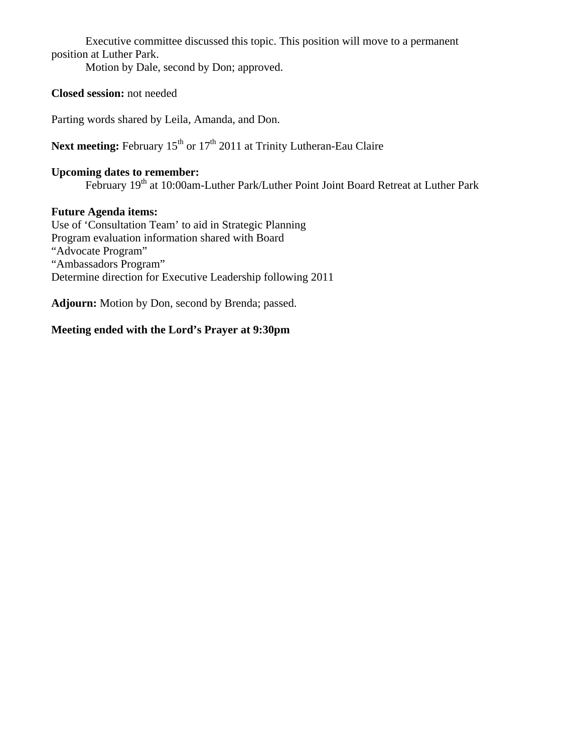Executive committee discussed this topic. This position will move to a permanent position at Luther Park.

Motion by Dale, second by Don; approved.

**Closed session:** not needed

Parting words shared by Leila, Amanda, and Don.

**Next meeting:** February 15th or 17th 2011 at Trinity Lutheran-Eau Claire

**Upcoming dates to remember:**

February 19th at 10:00am-Luther Park/Luther Point Joint Board Retreat at Luther Park

**Future Agenda items:**

Use of 'Consultation Team' to aid in Strategic Planning
Program evaluation information shared with Board
"Advocate Program"
"Ambassadors Program"
Determine direction for Executive Leadership following 2011

**Adjourn:** Motion by Don, second by Brenda; passed.

**Meeting ended with the Lord's Prayer at 9:30pm**